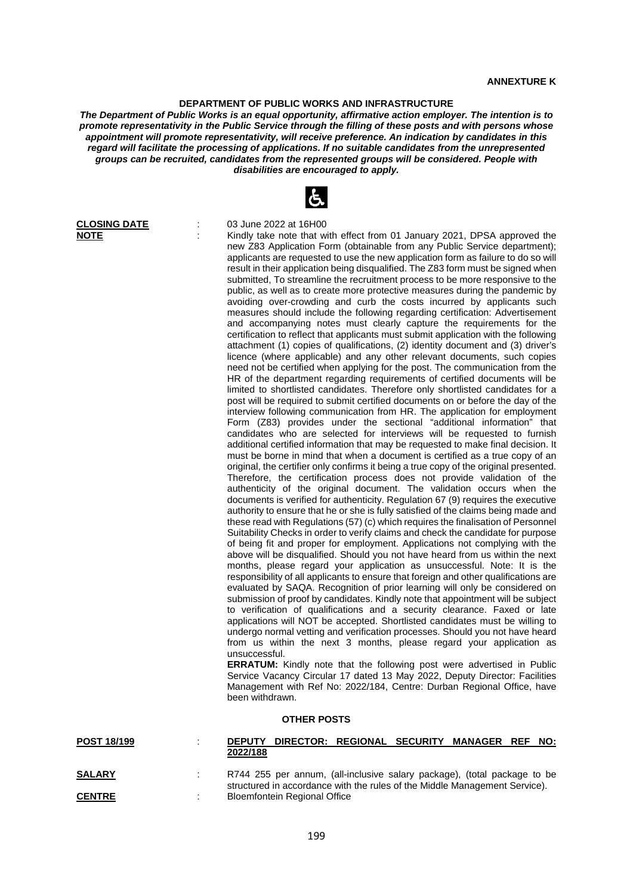**ANNEXURE K**

# DEPARTMENT OF PUBLIC WORKS AND INFRASTRUCTURE

***The Department of Public Works is an equal opportunity, affirmative action employer. The intention is to promote representativity in the Public Service through the filling of these posts and with persons whose appointment will promote representativity, will receive preference. An indication by candidates in this regard will facilitate the processing of applications. If no suitable candidates from the unrepresented groups can be recruited, candidates from the represented groups will be considered. People with disabilities are encouraged to apply.***

**CLOSING DATE** : 03 June 2022 at 16H00

**NOTE** : Kindly take note that with effect from 01 January 2021, DPSA approved the new Z83 Application Form (obtainable from any Public Service department); applicants are requested to use the new application form as failure to do so will result in their application being disqualified. The Z83 form must be signed when submitted, To streamline the recruitment process to be more responsive to the public, as well as to create more protective measures during the pandemic by avoiding over-crowding and curb the costs incurred by applicants such measures should include the following regarding certification: Advertisement and accompanying notes must clearly capture the requirements for the certification to reflect that applicants must submit application with the following attachment (1) copies of qualifications, (2) identity document and (3) driver's licence (where applicable) and any other relevant documents, such copies need not be certified when applying for the post. The communication from the HR of the department regarding requirements of certified documents will be limited to shortlisted candidates. Therefore only shortlisted candidates for a post will be required to submit certified documents on or before the day of the interview following communication from HR. The application for employment Form (Z83) provides under the sectional "additional information" that candidates who are selected for interviews will be requested to furnish additional certified information that may be requested to make final decision. It must be borne in mind that when a document is certified as a true copy of an original, the certifier only confirms it being a true copy of the original presented. Therefore, the certification process does not provide validation of the authenticity of the original document. The validation occurs when the documents is verified for authenticity. Regulation 67 (9) requires the executive authority to ensure that he or she is fully satisfied of the claims being made and these read with Regulations (57) (c) which requires the finalisation of Personnel Suitability Checks in order to verify claims and check the candidate for purpose of being fit and proper for employment. Applications not complying with the above will be disqualified. Should you not have heard from us within the next months, please regard your application as unsuccessful. Note: It is the responsibility of all applicants to ensure that foreign and other qualifications are evaluated by SAQA. Recognition of prior learning will only be considered on submission of proof by candidates. Kindly note that appointment will be subject to verification of qualifications and a security clearance. Faxed or late applications will NOT be accepted. Shortlisted candidates must be willing to undergo normal vetting and verification processes. Should you not have heard from us within the next 3 months, please regard your application as unsuccessful.

**ERRATUM:** Kindly note that the following post were advertised in Public Service Vacancy Circular 17 dated 13 May 2022, Deputy Director: Facilities Management with Ref No: 2022/184, Centre: Durban Regional Office, have been withdrawn.

## OTHER POSTS

**POST 18/199** : **DEPUTY DIRECTOR: REGIONAL SECURITY MANAGER REF NO: 2022/188**

**SALARY** : R744 255 per annum, (all-inclusive salary package), (total package to be structured in accordance with the rules of the Middle Management Service).

**CENTRE** : Bloemfontein Regional Office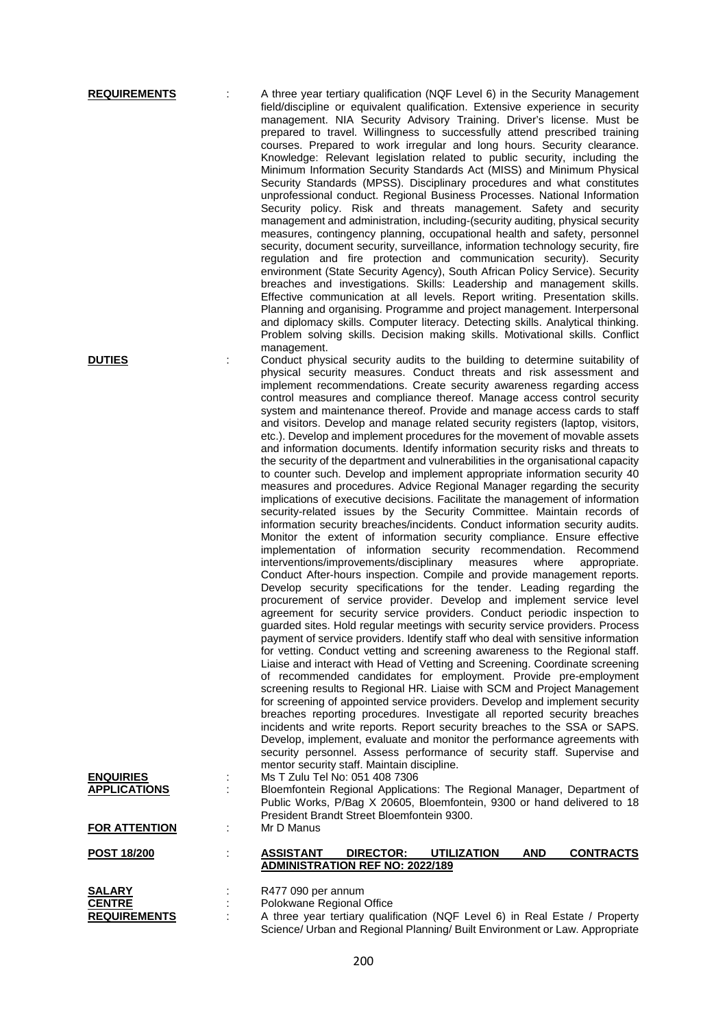**REQUIREMENTS** : A three year tertiary qualification (NQF Level 6) in the Security Management field/discipline or equivalent qualification. Extensive experience in security management. NIA Security Advisory Training. Driver's license. Must be prepared to travel. Willingness to successfully attend prescribed training courses. Prepared to work irregular and long hours. Security clearance. Knowledge: Relevant legislation related to public security, including the Minimum Information Security Standards Act (MISS) and Minimum Physical Security Standards (MPSS). Disciplinary procedures and what constitutes unprofessional conduct. Regional Business Processes. National Information Security policy. Risk and threats management. Safety and security management and administration, including-(security auditing, physical security measures, contingency planning, occupational health and safety, personnel security, document security, surveillance, information technology security, fire regulation and fire protection and communication security). Security environment (State Security Agency), South African Policy Service). Security breaches and investigations. Skills: Leadership and management skills. Effective communication at all levels. Report writing. Presentation skills. Planning and organising. Programme and project management. Interpersonal and diplomacy skills. Computer literacy. Detecting skills. Analytical thinking. Problem solving skills. Decision making skills. Motivational skills. Conflict management.

**DUTIES** : Conduct physical security audits to the building to determine suitability of physical security measures. Conduct threats and risk assessment and implement recommendations. Create security awareness regarding access control measures and compliance thereof. Manage access control security system and maintenance thereof. Provide and manage access cards to staff and visitors. Develop and manage related security registers (laptop, visitors, etc.). Develop and implement procedures for the movement of movable assets and information documents. Identify information security risks and threats to the security of the department and vulnerabilities in the organisational capacity to counter such. Develop and implement appropriate information security 40 measures and procedures. Advice Regional Manager regarding the security implications of executive decisions. Facilitate the management of information security-related issues by the Security Committee. Maintain records of information security breaches/incidents. Conduct information security audits. Monitor the extent of information security compliance. Ensure effective implementation of information security recommendation. Recommend interventions/improvements/disciplinary measures where appropriate. Conduct After-hours inspection. Compile and provide management reports. Develop security specifications for the tender. Leading regarding the procurement of service provider. Develop and implement service level agreement for security service providers. Conduct periodic inspection to guarded sites. Hold regular meetings with security service providers. Process payment of service providers. Identify staff who deal with sensitive information for vetting. Conduct vetting and screening awareness to the Regional staff. Liaise and interact with Head of Vetting and Screening. Coordinate screening of recommended candidates for employment. Provide pre-employment screening results to Regional HR. Liaise with SCM and Project Management for screening of appointed service providers. Develop and implement security breaches reporting procedures. Investigate all reported security breaches incidents and write reports. Report security breaches to the SSA or SAPS. Develop, implement, evaluate and monitor the performance agreements with security personnel. Assess performance of security staff. Supervise and mentor security staff. Maintain discipline.

**ENQUIRIES** : Ms T Zulu Tel No: 051 408 7306

**APPLICATIONS** : Bloemfontein Regional Applications: The Regional Manager, Department of Public Works, P/Bag X 20605, Bloemfontein, 9300 or hand delivered to 18 President Brandt Street Bloemfontein 9300.

**FOR ATTENTION** : Mr D Manus

**POST 18/200** : **ASSISTANT DIRECTOR: UTILIZATION AND CONTRACTS ADMINISTRATION REF NO: 2022/189**

**SALARY** : R477 090 per annum

**CENTRE** : Polokwane Regional Office

**REQUIREMENTS** : A three year tertiary qualification (NQF Level 6) in Real Estate / Property Science/ Urban and Regional Planning/ Built Environment or Law. Appropriate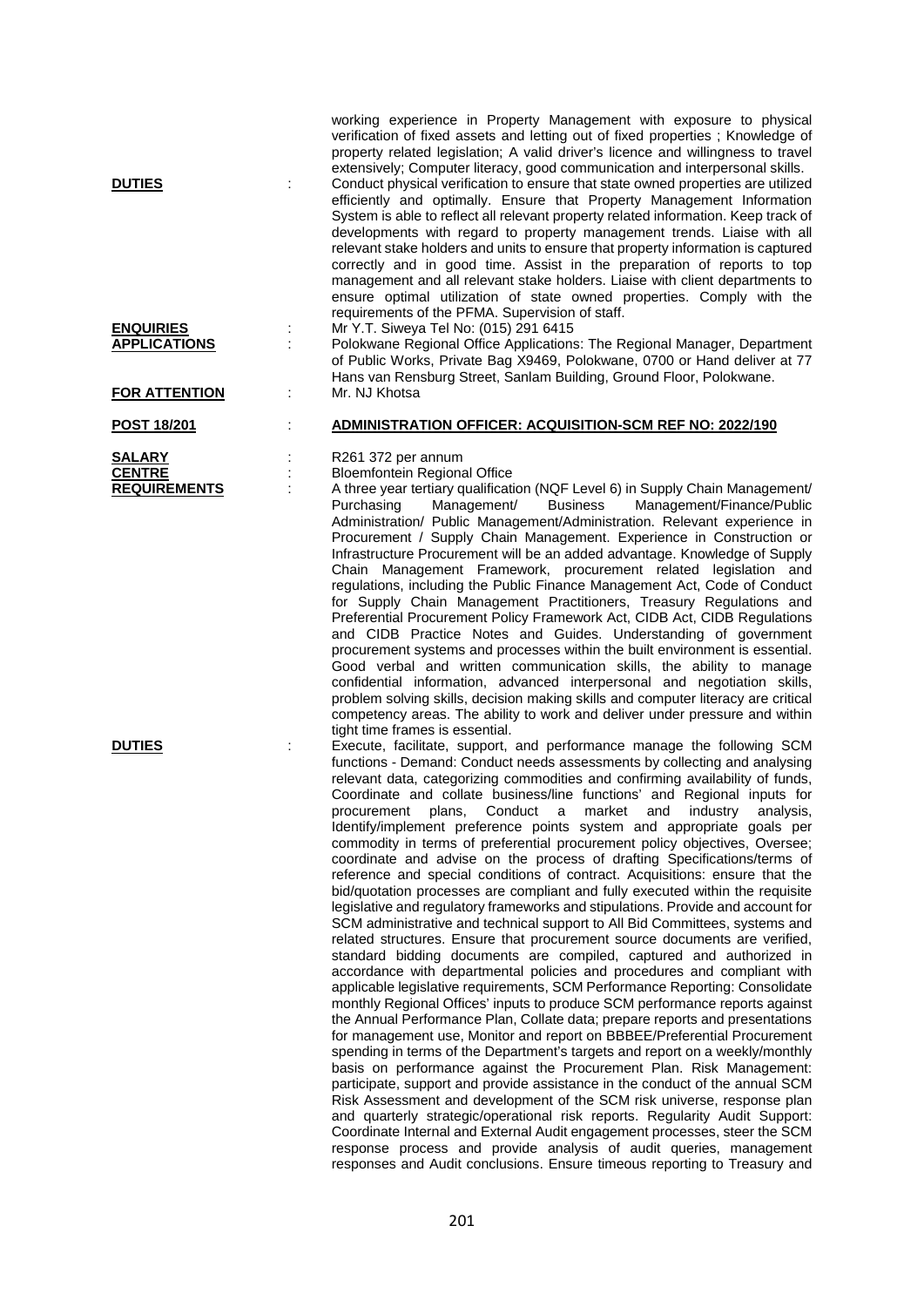working experience in Property Management with exposure to physical verification of fixed assets and letting out of fixed properties ; Knowledge of property related legislation; A valid driver's licence and willingness to travel extensively; Computer literacy, good communication and interpersonal skills.

**DUTIES** : Conduct physical verification to ensure that state owned properties are utilized efficiently and optimally. Ensure that Property Management Information System is able to reflect all relevant property related information. Keep track of developments with regard to property management trends. Liaise with all relevant stake holders and units to ensure that property information is captured correctly and in good time. Assist in the preparation of reports to top management and all relevant stake holders. Liaise with client departments to ensure optimal utilization of state owned properties. Comply with the requirements of the PFMA. Supervision of staff.

**ENQUIRIES** : Mr Y.T. Siweya Tel No: (015) 291 6415

**APPLICATIONS** : Polokwane Regional Office Applications: The Regional Manager, Department of Public Works, Private Bag X9469, Polokwane, 0700 or Hand deliver at 77 Hans van Rensburg Street, Sanlam Building, Ground Floor, Polokwane.

**FOR ATTENTION** : Mr. NJ Khotsa

**POST 18/201** : **ADMINISTRATION OFFICER: ACQUISITION-SCM REF NO: 2022/190**

**SALARY** : R261 372 per annum

**CENTRE** : Bloemfontein Regional Office

**REQUIREMENTS** : A three year tertiary qualification (NQF Level 6) in Supply Chain Management/ Purchasing Management/ Business Management/Finance/Public Administration/ Public Management/Administration. Relevant experience in Procurement / Supply Chain Management. Experience in Construction or Infrastructure Procurement will be an added advantage. Knowledge of Supply Chain Management Framework, procurement related legislation and regulations, including the Public Finance Management Act, Code of Conduct for Supply Chain Management Practitioners, Treasury Regulations and Preferential Procurement Policy Framework Act, CIDB Act, CIDB Regulations and CIDB Practice Notes and Guides. Understanding of government procurement systems and processes within the built environment is essential. Good verbal and written communication skills, the ability to manage confidential information, advanced interpersonal and negotiation skills, problem solving skills, decision making skills and computer literacy are critical competency areas. The ability to work and deliver under pressure and within tight time frames is essential.

**DUTIES** : Execute, facilitate, support, and performance manage the following SCM functions - Demand: Conduct needs assessments by collecting and analysing relevant data, categorizing commodities and confirming availability of funds, Coordinate and collate business/line functions' and Regional inputs for procurement plans, Conduct a market and industry analysis, Identify/implement preference points system and appropriate goals per commodity in terms of preferential procurement policy objectives, Oversee; coordinate and advise on the process of drafting Specifications/terms of reference and special conditions of contract. Acquisitions: ensure that the bid/quotation processes are compliant and fully executed within the requisite legislative and regulatory frameworks and stipulations. Provide and account for SCM administrative and technical support to All Bid Committees, systems and related structures. Ensure that procurement source documents are verified, standard bidding documents are compiled, captured and authorized in accordance with departmental policies and procedures and compliant with applicable legislative requirements, SCM Performance Reporting: Consolidate monthly Regional Offices' inputs to produce SCM performance reports against the Annual Performance Plan, Collate data; prepare reports and presentations for management use, Monitor and report on BBBEE/Preferential Procurement spending in terms of the Department's targets and report on a weekly/monthly basis on performance against the Procurement Plan. Risk Management: participate, support and provide assistance in the conduct of the annual SCM Risk Assessment and development of the SCM risk universe, response plan and quarterly strategic/operational risk reports. Regularity Audit Support: Coordinate Internal and External Audit engagement processes, steer the SCM response process and provide analysis of audit queries, management responses and Audit conclusions. Ensure timeous reporting to Treasury and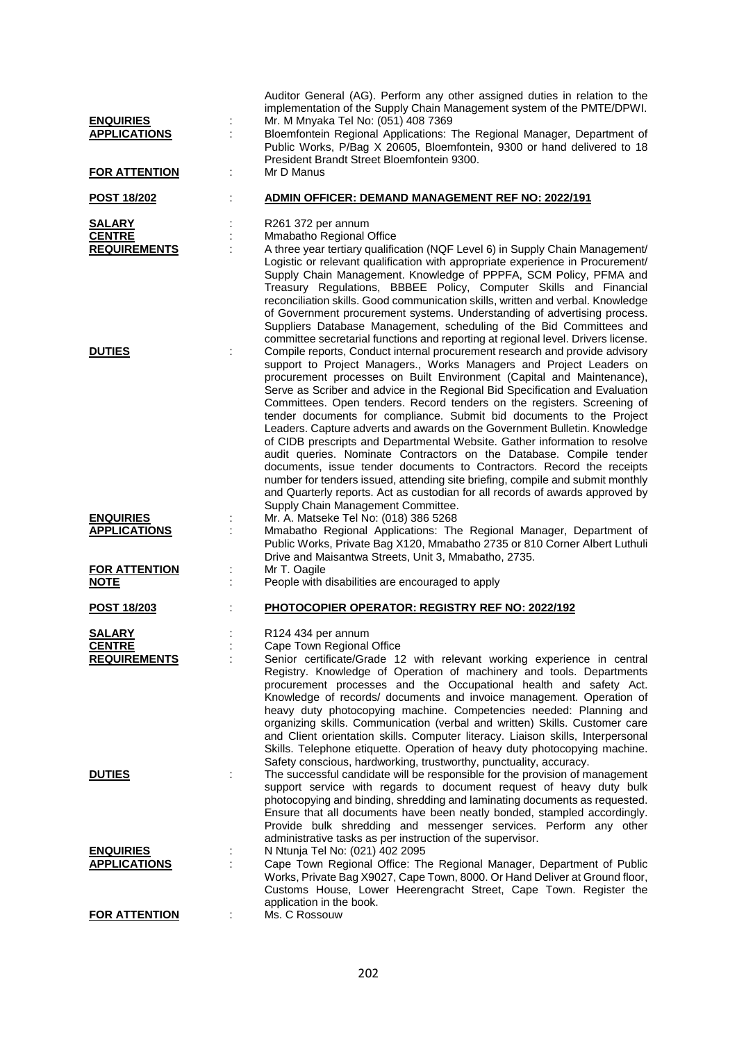Auditor General (AG). Perform any other assigned duties in relation to the implementation of the Supply Chain Management system of the PMTE/DPWI.

**ENQUIRIES** : Mr. M Mnyaka Tel No: (051) 408 7369

**APPLICATIONS** : Bloemfontein Regional Applications: The Regional Manager, Department of Public Works, P/Bag X 20605, Bloemfontein, 9300 or hand delivered to 18 President Brandt Street Bloemfontein 9300.

**FOR ATTENTION** : Mr D Manus

## POST 18/202 : ADMIN OFFICER: DEMAND MANAGEMENT REF NO: 2022/191

**SALARY** : R261 372 per annum

**CENTRE** : Mmabatho Regional Office

**REQUIREMENTS** : A three year tertiary qualification (NQF Level 6) in Supply Chain Management/ Logistic or relevant qualification with appropriate experience in Procurement/ Supply Chain Management. Knowledge of PPPFA, SCM Policy, PFMA and Treasury Regulations, BBBEE Policy, Computer Skills and Financial reconciliation skills. Good communication skills, written and verbal. Knowledge of Government procurement systems. Understanding of advertising process. Suppliers Database Management, scheduling of the Bid Committees and committee secretarial functions and reporting at regional level. Drivers license.

**DUTIES** : Compile reports, Conduct internal procurement research and provide advisory support to Project Managers., Works Managers and Project Leaders on procurement processes on Built Environment (Capital and Maintenance), Serve as Scriber and advice in the Regional Bid Specification and Evaluation Committees. Open tenders. Record tenders on the registers. Screening of tender documents for compliance. Submit bid documents to the Project Leaders. Capture adverts and awards on the Government Bulletin. Knowledge of CIDB prescripts and Departmental Website. Gather information to resolve audit queries. Nominate Contractors on the Database. Compile tender documents, issue tender documents to Contractors. Record the receipts number for tenders issued, attending site briefing, compile and submit monthly and Quarterly reports. Act as custodian for all records of awards approved by Supply Chain Management Committee.

**ENQUIRIES** : Mr. A. Matseke Tel No: (018) 386 5268

**APPLICATIONS** : Mmabatho Regional Applications: The Regional Manager, Department of Public Works, Private Bag X120, Mmabatho 2735 or 810 Corner Albert Luthuli Drive and Maisantwa Streets, Unit 3, Mmabatho, 2735.

**FOR ATTENTION** : Mr T. Oagile

**NOTE** : People with disabilities are encouraged to apply

## POST 18/203 : PHOTOCOPIER OPERATOR: REGISTRY REF NO: 2022/192

**SALARY** : R124 434 per annum

**CENTRE** : Cape Town Regional Office

**REQUIREMENTS** : Senior certificate/Grade 12 with relevant working experience in central Registry. Knowledge of Operation of machinery and tools. Departments procurement processes and the Occupational health and safety Act. Knowledge of records/ documents and invoice management. Operation of heavy duty photocopying machine. Competencies needed: Planning and organizing skills. Communication (verbal and written) Skills. Customer care and Client orientation skills. Computer literacy. Liaison skills, Interpersonal Skills. Telephone etiquette. Operation of heavy duty photocopying machine. Safety conscious, hardworking, trustworthy, punctuality, accuracy.

**DUTIES** : The successful candidate will be responsible for the provision of management support service with regards to document request of heavy duty bulk photocopying and binding, shredding and laminating documents as requested. Ensure that all documents have been neatly bonded, stampled accordingly. Provide bulk shredding and messenger services. Perform any other administrative tasks as per instruction of the supervisor.

**ENQUIRIES** : N Ntunja Tel No: (021) 402 2095

**APPLICATIONS** : Cape Town Regional Office: The Regional Manager, Department of Public Works, Private Bag X9027, Cape Town, 8000. Or Hand Deliver at Ground floor, Customs House, Lower Heerengracht Street, Cape Town. Register the application in the book.

**FOR ATTENTION** : Ms. C Rossouw